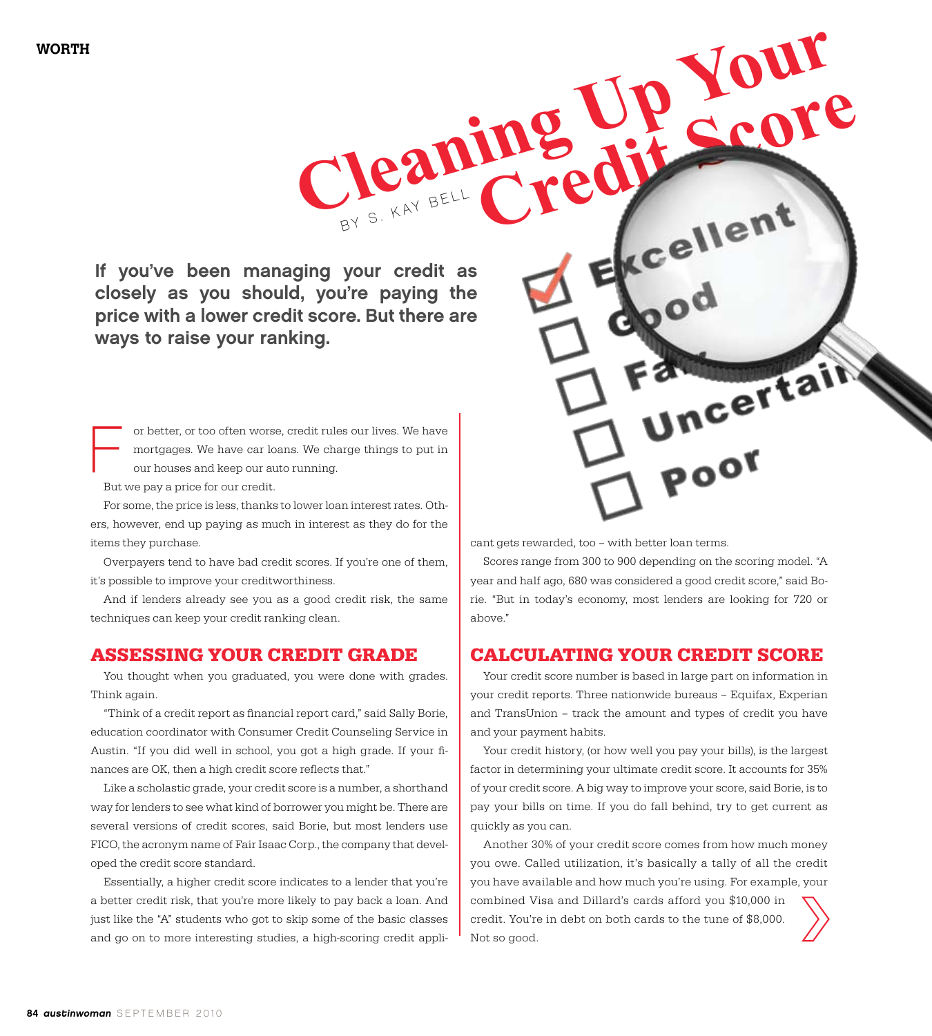# Cleaning Up Your Credit Score

BY S. KAY BELL

**If you've been managing your credit as closely as you should, you're paying the price with a lower credit score. But there are ways to raise your ranking.**

For better, or too often worse, credit rules our lives. We have mortgages. We have car loans. We charge things to put in our houses and keep our auto running.

But we pay a price for our credit.

For some, the price is less, thanks to lower loan interest rates. Others, however, end up paying as much in interest as they do for the items they purchase.

Overpayers tend to have bad credit scores. If you're one of them, it's possible to improve your creditworthiness.

And if lenders already see you as a good credit risk, the same techniques can keep your credit ranking clean.

## ASSESSING YOUR CREDIT GRADE

You thought when you graduated, you were done with grades. Think again.

"Think of a credit report as financial report card," said Sally Borie, education coordinator with Consumer Credit Counseling Service in Austin. "If you did well in school, you got a high grade. If your finances are OK, then a high credit score reflects that."

Like a scholastic grade, your credit score is a number, a shorthand way for lenders to see what kind of borrower you might be. There are several versions of credit scores, said Borie, but most lenders use FICO, the acronym name of Fair Isaac Corp., the company that developed the credit score standard.

Essentially, a higher credit score indicates to a lender that you're a better credit risk, that you're more likely to pay back a loan. And just like the "A" students who got to skip some of the basic classes and go on to more interesting studies, a high-scoring credit applicant gets rewarded, too – with better loan terms.

Scores range from 300 to 900 depending on the scoring model. "A year and half ago, 680 was considered a good credit score," said Borie. "But in today's economy, most lenders are looking for 720 or above."

## CALCULATING YOUR CREDIT SCORE

Your credit score number is based in large part on information in your credit reports. Three nationwide bureaus – Equifax, Experian and TransUnion – track the amount and types of credit you have and your payment habits.

Your credit history, (or how well you pay your bills), is the largest factor in determining your ultimate credit score. It accounts for 35% of your credit score. A big way to improve your score, said Borie, is to pay your bills on time. If you do fall behind, try to get current as quickly as you can.

Another 30% of your credit score comes from how much money you owe. Called utilization, it's basically a tally of all the credit you have available and how much you're using. For example, your combined Visa and Dillard's cards afford you $10,000 in credit. You're in debt on both cards to the tune of $8,000. Not so good.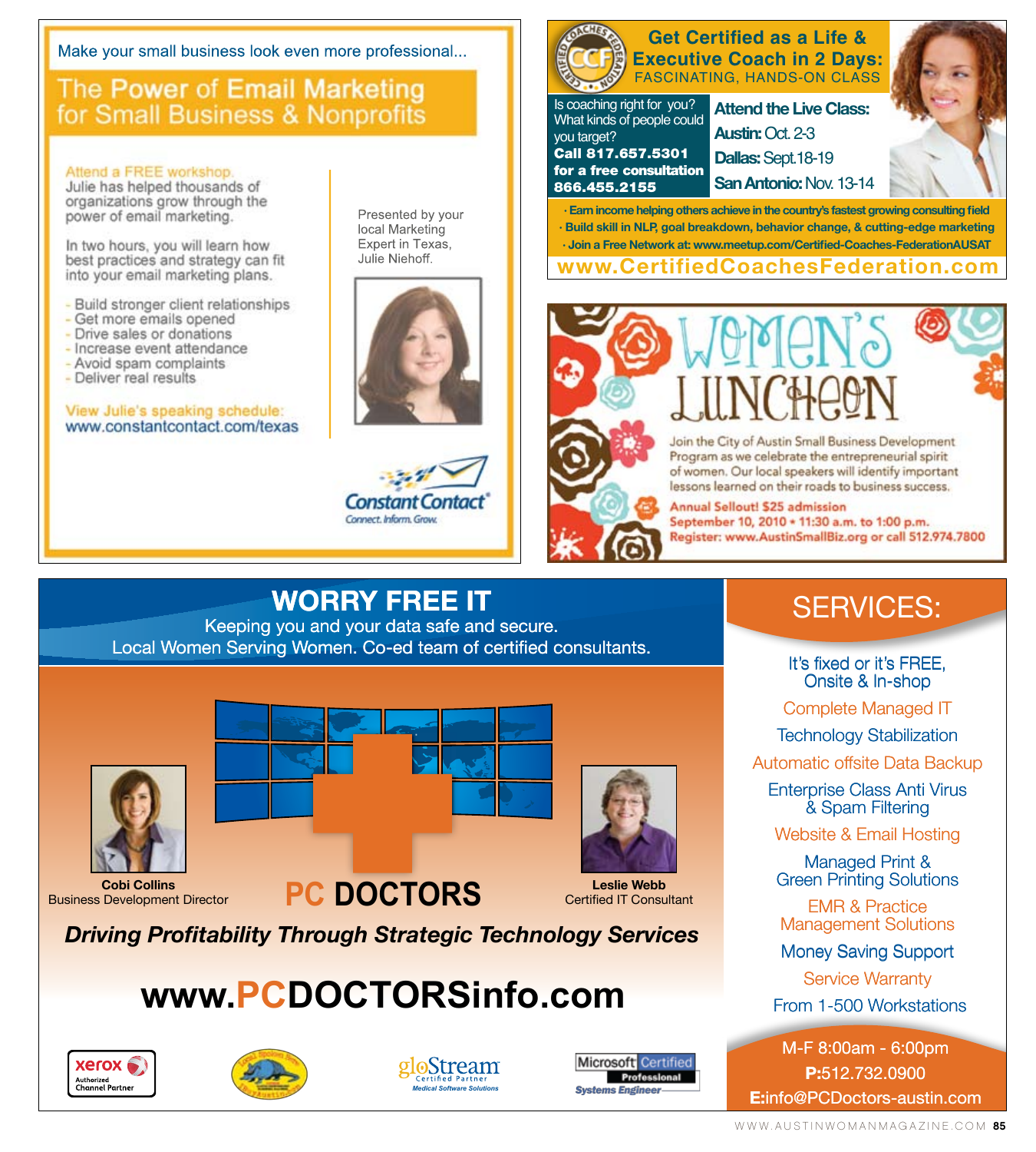Make your small business look even more professional...

## The Power of Email Marketing for Small Business & Nonprofits

Attend a FREE workshop.
Julie has helped thousands of organizations grow through the power of email marketing.

In two hours, you will learn how best practices and strategy can fit into your email marketing plans.

- Build stronger client relationships
- Get more emails opened
- Drive sales or donations
- Increase event attendance
- Avoid spam complaints
- Deliver real results

View Julie's speaking schedule:
www.constantcontact.com/texas

Presented by your local Marketing Expert in Texas, Julie Niehoff.

Constant Contact®
Connect. Inform. Grow.

---

## Get Certified as a Life & Executive Coach in 2 Days:

FASCINATING, HANDS-ON CLASS

Is coaching right for you? What kinds of people could you target?
**Call 817.657.5301 for a free consultation 866.455.2155**

**Attend the Live Class:**

**Austin:** Oct. 2-3
**Dallas:** Sept.18-19
**San Antonio:** Nov. 13-14

- Earn income helping others achieve in the country's fastest growing consulting field
- Build skill in NLP, goal breakdown, behavior change, & cutting-edge marketing
- Join a Free Network at: www.meetup.com/Certified-Coaches-FederationAUSAT

**www.CertifiedCoachesFederation.com**

---

## WOMEN'S LUNCHEON

Join the City of Austin Small Business Development Program as we celebrate the entrepreneurial spirit of women. Our local speakers will identify important lessons learned on their roads to business success.

Annual Sellout! $25 admission
September 10, 2010 • 11:30 a.m. to 1:00 p.m.
Register: www.AustinSmallBiz.org or call 512.974.7800

---

## WORRY FREE IT

Keeping you and your data safe and secure.
Local Women Serving Women. Co-ed team of certified consultants.

**Cobi Collins**
Business Development Director

**Leslie Webb**
Certified IT Consultant

## PC DOCTORS

***Driving Profitability Through Strategic Technology Services***

**www.PCDOCTORSinfo.com**

xerox Authorized Channel Partner · gloStream Certified Partner Medical Software Solutions · Microsoft Certified Professional Systems Engineer

### SERVICES:

- It's fixed or it's FREE, Onsite & In-shop
- Complete Managed IT
- Technology Stabilization
- Automatic offsite Data Backup
- Enterprise Class Anti Virus & Spam Filtering
- Website & Email Hosting
- Managed Print & Green Printing Solutions
- EMR & Practice Management Solutions
- Money Saving Support
- Service Warranty
- From 1-500 Workstations

M-F 8:00am - 6:00pm
**P:**512.732.0900
**E:**info@PCDoctors-austin.com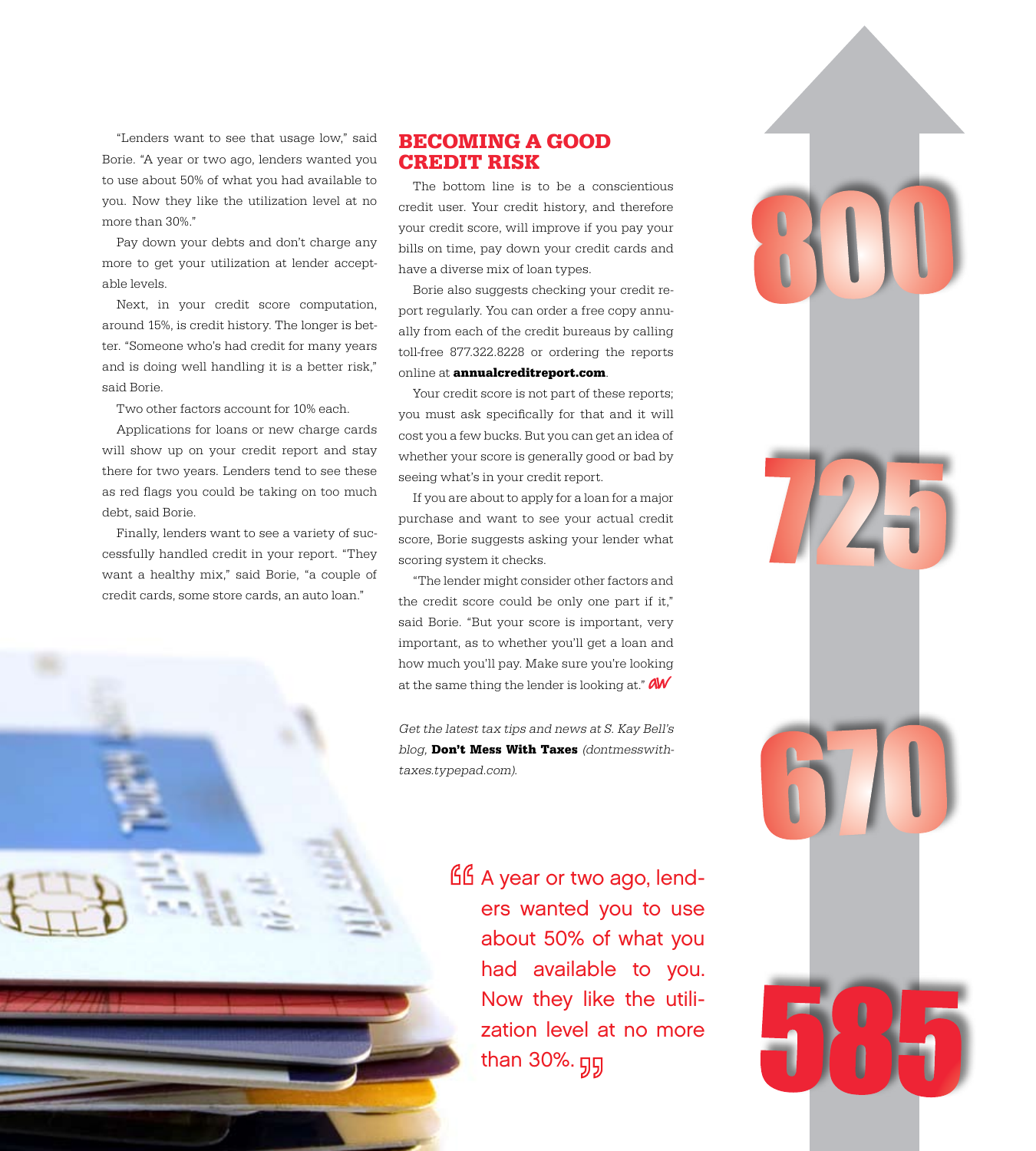"Lenders want to see that usage low," said Borie. "A year or two ago, lenders wanted you to use about 50% of what you had available to you. Now they like the utilization level at no more than 30%."

Pay down your debts and don't charge any more to get your utilization at lender acceptable levels.

Next, in your credit score computation, around 15%, is credit history. The longer is better. "Someone who's had credit for many years and is doing well handling it is a better risk," said Borie.

Two other factors account for 10% each.

Applications for loans or new charge cards will show up on your credit report and stay there for two years. Lenders tend to see these as red flags you could be taking on too much debt, said Borie.

Finally, lenders want to see a variety of successfully handled credit in your report. "They want a healthy mix," said Borie, "a couple of credit cards, some store cards, an auto loan."

## BECOMING A GOOD CREDIT RISK

The bottom line is to be a conscientious credit user. Your credit history, and therefore your credit score, will improve if you pay your bills on time, pay down your credit cards and have a diverse mix of loan types.

Borie also suggests checking your credit report regularly. You can order a free copy annually from each of the credit bureaus by calling toll-free 877.322.8228 or ordering the reports online at **annualcreditreport.com**.

Your credit score is not part of these reports; you must ask specifically for that and it will cost you a few bucks. But you can get an idea of whether your score is generally good or bad by seeing what's in your credit report.

If you are about to apply for a loan for a major purchase and want to see your actual credit score, Borie suggests asking your lender what scoring system it checks.

"The lender might consider other factors and the credit score could be only one part if it," said Borie. "But your score is important, very important, as to whether you'll get a loan and how much you'll pay. Make sure you're looking at the same thing the lender is looking at." AW

*Get the latest tax tips and news at S. Kay Bell's blog,* **Don't Mess With Taxes** *(dontmesswithtaxes.typepad.com).*

> "A year or two ago, lenders wanted you to use about 50% of what you had available to you. Now they like the utilization level at no more than 30%."

800

725

670

585